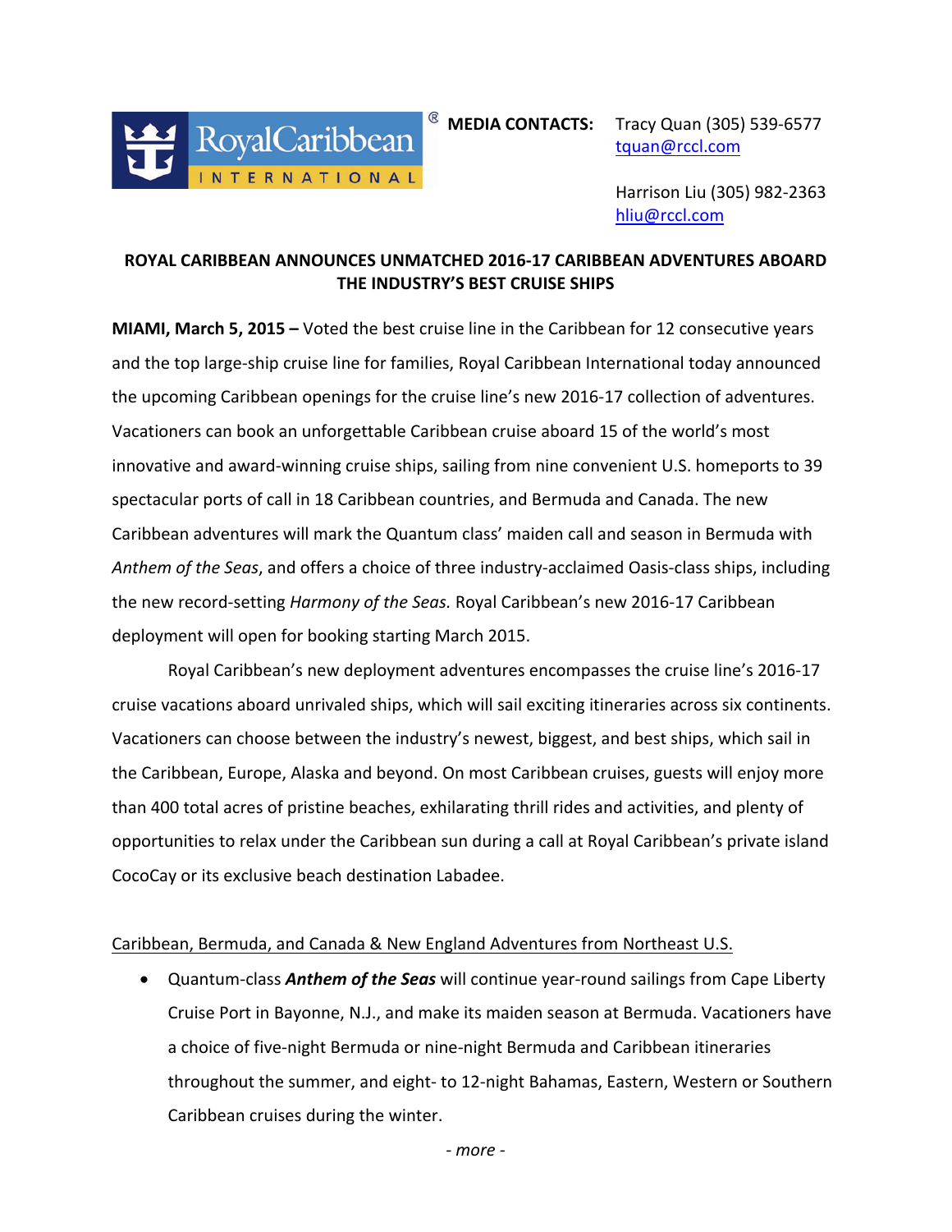Royal Caribbean International®

**MEDIA CONTACTS:** Tracy Quan (305) 539-6577
tquan@rccl.com

Harrison Liu (305) 982-2363
hliu@rccl.com

**ROYAL CARIBBEAN ANNOUNCES UNMATCHED 2016-17 CARIBBEAN ADVENTURES ABOARD THE INDUSTRY'S BEST CRUISE SHIPS**

**MIAMI, March 5, 2015 –** Voted the best cruise line in the Caribbean for 12 consecutive years and the top large-ship cruise line for families, Royal Caribbean International today announced the upcoming Caribbean openings for the cruise line's new 2016-17 collection of adventures. Vacationers can book an unforgettable Caribbean cruise aboard 15 of the world's most innovative and award-winning cruise ships, sailing from nine convenient U.S. homeports to 39 spectacular ports of call in 18 Caribbean countries, and Bermuda and Canada. The new Caribbean adventures will mark the Quantum class' maiden call and season in Bermuda with *Anthem of the Seas*, and offers a choice of three industry-acclaimed Oasis-class ships, including the new record-setting *Harmony of the Seas.* Royal Caribbean's new 2016-17 Caribbean deployment will open for booking starting March 2015.

Royal Caribbean's new deployment adventures encompasses the cruise line's 2016-17 cruise vacations aboard unrivaled ships, which will sail exciting itineraries across six continents. Vacationers can choose between the industry's newest, biggest, and best ships, which sail in the Caribbean, Europe, Alaska and beyond. On most Caribbean cruises, guests will enjoy more than 400 total acres of pristine beaches, exhilarating thrill rides and activities, and plenty of opportunities to relax under the Caribbean sun during a call at Royal Caribbean's private island CocoCay or its exclusive beach destination Labadee.

Caribbean, Bermuda, and Canada & New England Adventures from Northeast U.S.

- Quantum-class ***Anthem of the Seas*** will continue year-round sailings from Cape Liberty Cruise Port in Bayonne, N.J., and make its maiden season at Bermuda. Vacationers have a choice of five-night Bermuda or nine-night Bermuda and Caribbean itineraries throughout the summer, and eight- to 12-night Bahamas, Eastern, Western or Southern Caribbean cruises during the winter.

*- more -*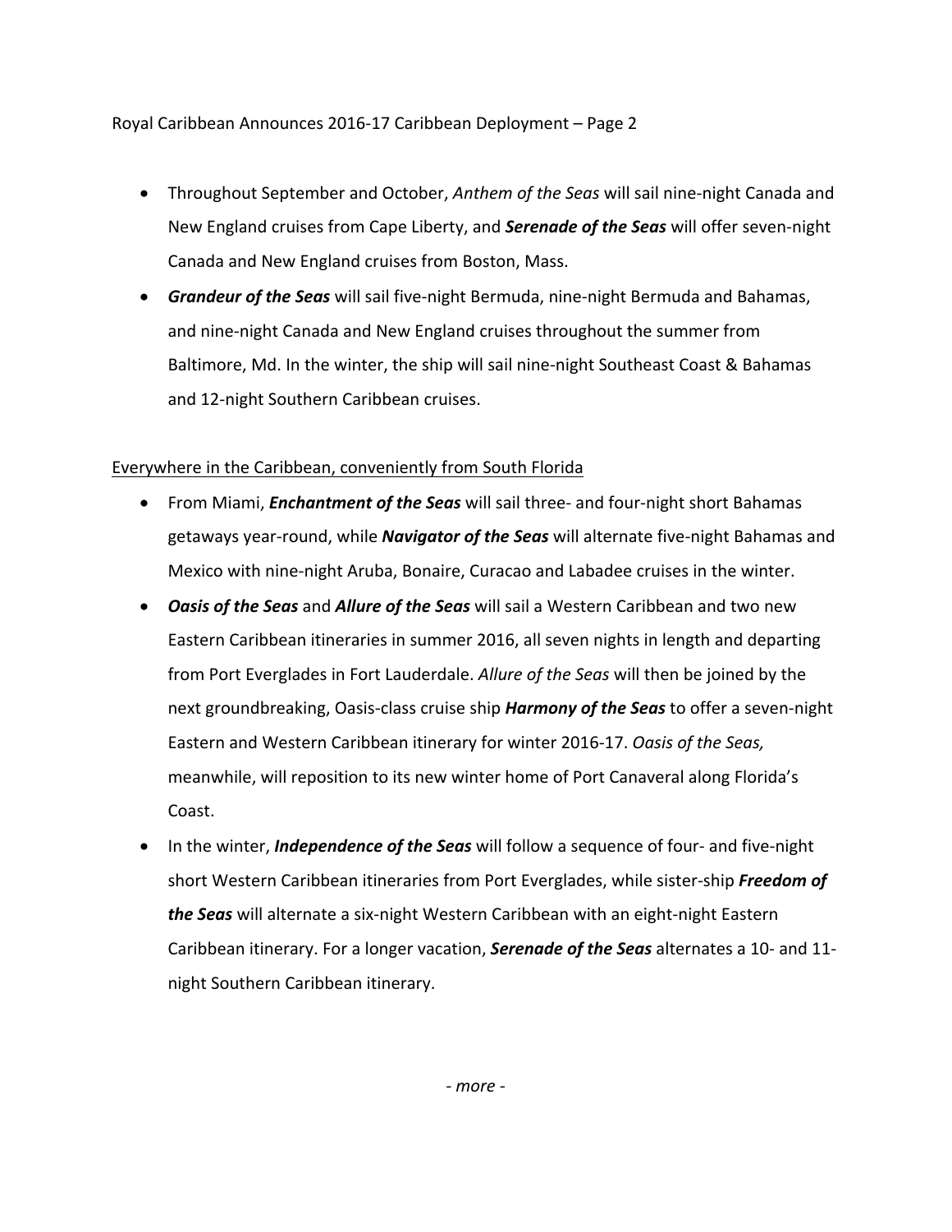- Throughout September and October, *Anthem of the Seas* will sail nine-night Canada and New England cruises from Cape Liberty, and ***Serenade of the Seas*** will offer seven-night Canada and New England cruises from Boston, Mass.
- ***Grandeur of the Seas*** will sail five-night Bermuda, nine-night Bermuda and Bahamas, and nine-night Canada and New England cruises throughout the summer from Baltimore, Md. In the winter, the ship will sail nine-night Southeast Coast & Bahamas and 12-night Southern Caribbean cruises.

<u>Everywhere in the Caribbean, conveniently from South Florida</u>

- From Miami, ***Enchantment of the Seas*** will sail three- and four-night short Bahamas getaways year-round, while ***Navigator of the Seas*** will alternate five-night Bahamas and Mexico with nine-night Aruba, Bonaire, Curacao and Labadee cruises in the winter.
- ***Oasis of the Seas*** and ***Allure of the Seas*** will sail a Western Caribbean and two new Eastern Caribbean itineraries in summer 2016, all seven nights in length and departing from Port Everglades in Fort Lauderdale. *Allure of the Seas* will then be joined by the next groundbreaking, Oasis-class cruise ship ***Harmony of the Seas*** to offer a seven-night Eastern and Western Caribbean itinerary for winter 2016-17. *Oasis of the Seas,* meanwhile, will reposition to its new winter home of Port Canaveral along Florida's Coast.
- In the winter, ***Independence of the Seas*** will follow a sequence of four- and five-night short Western Caribbean itineraries from Port Everglades, while sister-ship ***Freedom of the Seas*** will alternate a six-night Western Caribbean with an eight-night Eastern Caribbean itinerary. For a longer vacation, ***Serenade of the Seas*** alternates a 10- and 11-night Southern Caribbean itinerary.

*- more -*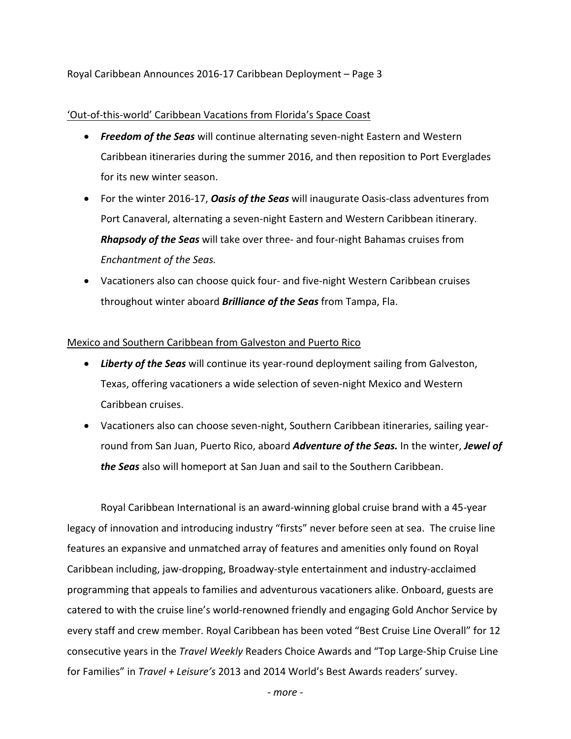<u>'Out-of-this-world' Caribbean Vacations from Florida's Space Coast</u>

- ***Freedom of the Seas*** will continue alternating seven-night Eastern and Western Caribbean itineraries during the summer 2016, and then reposition to Port Everglades for its new winter season.
- For the winter 2016-17, ***Oasis of the Seas*** will inaugurate Oasis-class adventures from Port Canaveral, alternating a seven-night Eastern and Western Caribbean itinerary. ***Rhapsody of the Seas*** will take over three- and four-night Bahamas cruises from *Enchantment of the Seas.*
- Vacationers also can choose quick four- and five-night Western Caribbean cruises throughout winter aboard ***Brilliance of the Seas*** from Tampa, Fla.

<u>Mexico and Southern Caribbean from Galveston and Puerto Rico</u>

- ***Liberty of the Seas*** will continue its year-round deployment sailing from Galveston, Texas, offering vacationers a wide selection of seven-night Mexico and Western Caribbean cruises.
- Vacationers also can choose seven-night, Southern Caribbean itineraries, sailing year-round from San Juan, Puerto Rico, aboard ***Adventure of the Seas.*** In the winter, ***Jewel of the Seas*** also will homeport at San Juan and sail to the Southern Caribbean.

Royal Caribbean International is an award-winning global cruise brand with a 45-year legacy of innovation and introducing industry "firsts" never before seen at sea. The cruise line features an expansive and unmatched array of features and amenities only found on Royal Caribbean including, jaw-dropping, Broadway-style entertainment and industry-acclaimed programming that appeals to families and adventurous vacationers alike. Onboard, guests are catered to with the cruise line's world-renowned friendly and engaging Gold Anchor Service by every staff and crew member. Royal Caribbean has been voted "Best Cruise Line Overall" for 12 consecutive years in the *Travel Weekly* Readers Choice Awards and "Top Large-Ship Cruise Line for Families" in *Travel + Leisure's* 2013 and 2014 World's Best Awards readers' survey.

*- more -*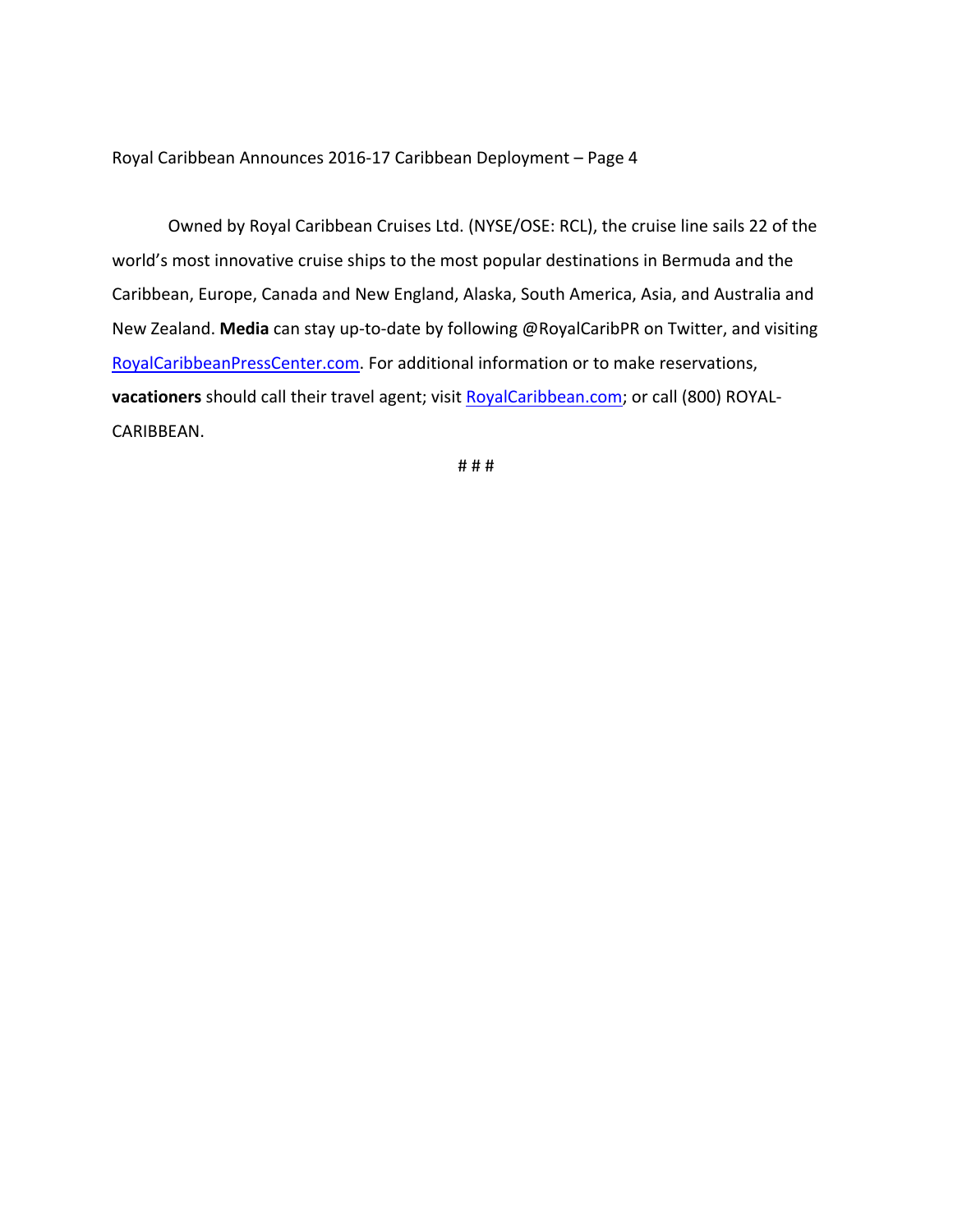Owned by Royal Caribbean Cruises Ltd. (NYSE/OSE: RCL), the cruise line sails 22 of the world's most innovative cruise ships to the most popular destinations in Bermuda and the Caribbean, Europe, Canada and New England, Alaska, South America, Asia, and Australia and New Zealand. **Media** can stay up-to-date by following @RoyalCaribPR on Twitter, and visiting RoyalCaribbeanPressCenter.com. For additional information or to make reservations, **vacationers** should call their travel agent; visit RoyalCaribbean.com; or call (800) ROYAL-CARIBBEAN.

# # #